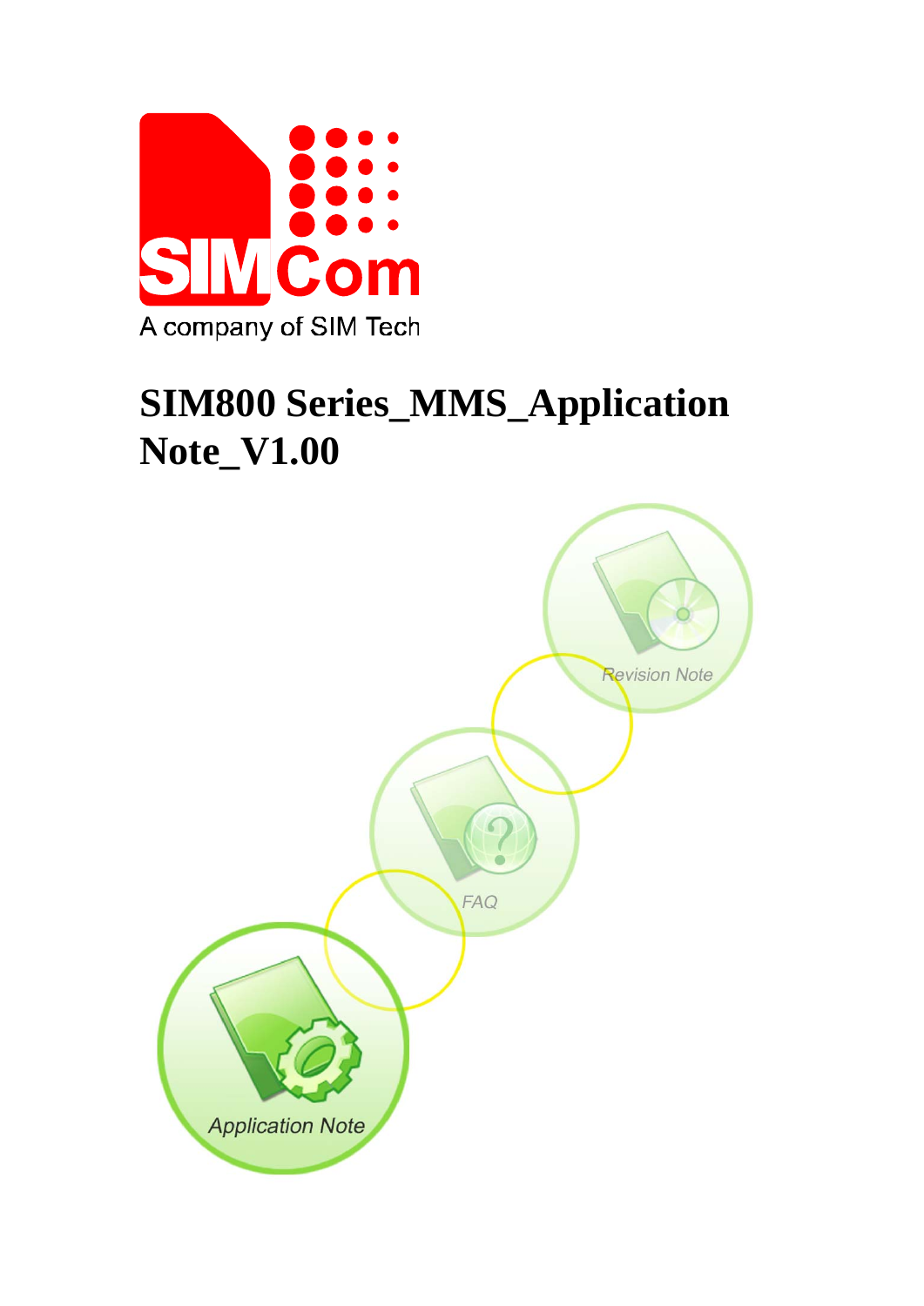SIMCom

A company of SIM Tech

# SIM800 Series_MMS_Application Note_V1.00

Revision Note

FAQ

Application Note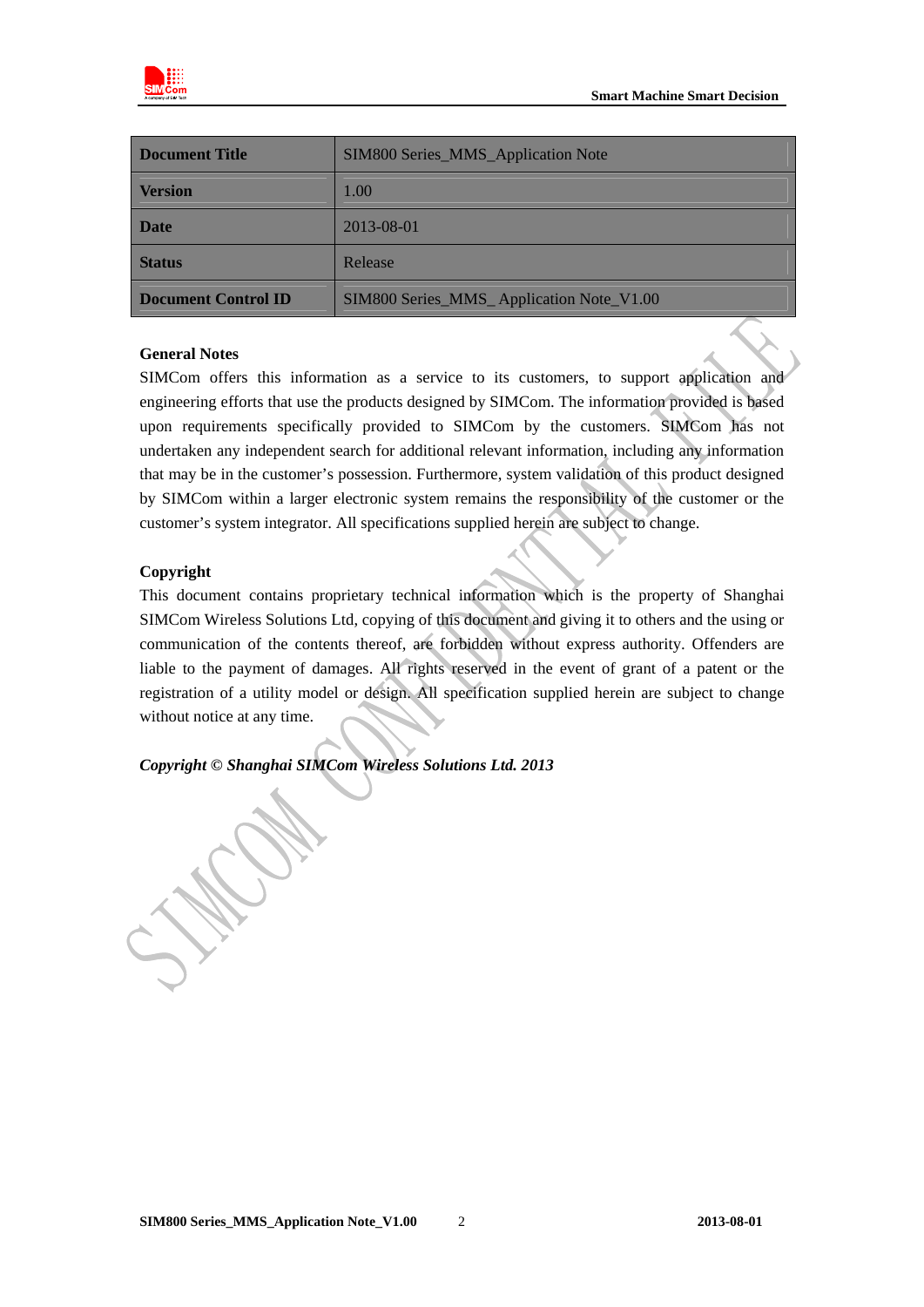| Document Title | SIM800 Series_MMS_Application Note |
|---|---|
| Version | 1.00 |
| Date | 2013-08-01 |
| Status | Release |
| Document Control ID | SIM800 Series_MMS_ Application Note_V1.00 |

**General Notes**

SIMCom offers this information as a service to its customers, to support application and engineering efforts that use the products designed by SIMCom. The information provided is based upon requirements specifically provided to SIMCom by the customers. SIMCom has not undertaken any independent search for additional relevant information, including any information that may be in the customer's possession. Furthermore, system validation of this product designed by SIMCom within a larger electronic system remains the responsibility of the customer or the customer's system integrator. All specifications supplied herein are subject to change.

**Copyright**

This document contains proprietary technical information which is the property of Shanghai SIMCom Wireless Solutions Ltd, copying of this document and giving it to others and the using or communication of the contents thereof, are forbidden without express authority. Offenders are liable to the payment of damages. All rights reserved in the event of grant of a patent or the registration of a utility model or design. All specification supplied herein are subject to change without notice at any time.

***Copyright © Shanghai SIMCom Wireless Solutions Ltd. 2013***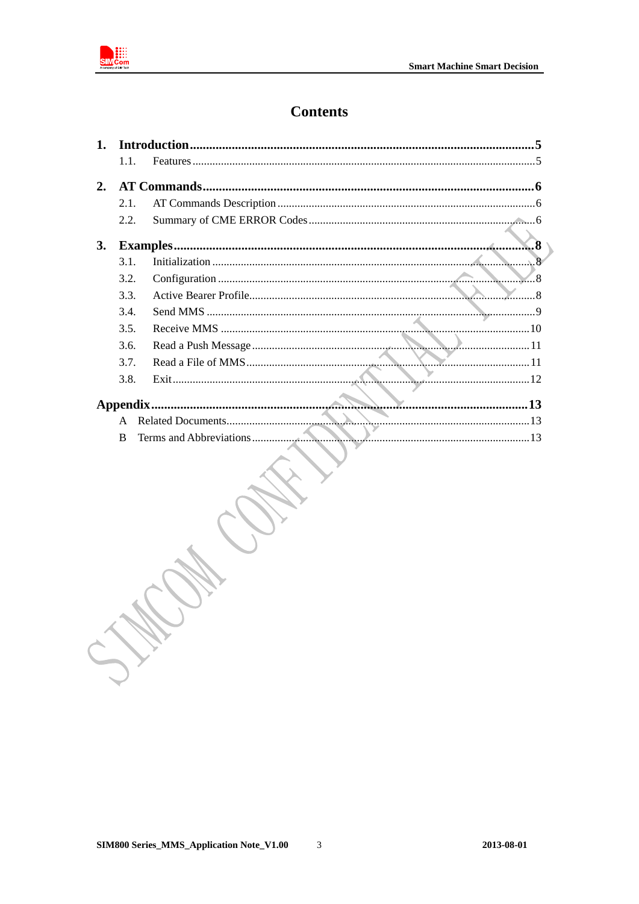# Contents

1. **Introduction** ..... 5
   - 1.1. Features ..... 5
2. **AT Commands** ..... 6
   - 2.1. AT Commands Description ..... 6
   - 2.2. Summary of CME ERROR Codes ..... 6
3. **Examples** ..... 8
   - 3.1. Initialization ..... 8
   - 3.2. Configuration ..... 8
   - 3.3. Active Bearer Profile ..... 8
   - 3.4. Send MMS ..... 9
   - 3.5. Receive MMS ..... 10
   - 3.6. Read a Push Message ..... 11
   - 3.7. Read a File of MMS ..... 11
   - 3.8. Exit ..... 12

**Appendix** ..... 13
- A Related Documents ..... 13
- B Terms and Abbreviations ..... 13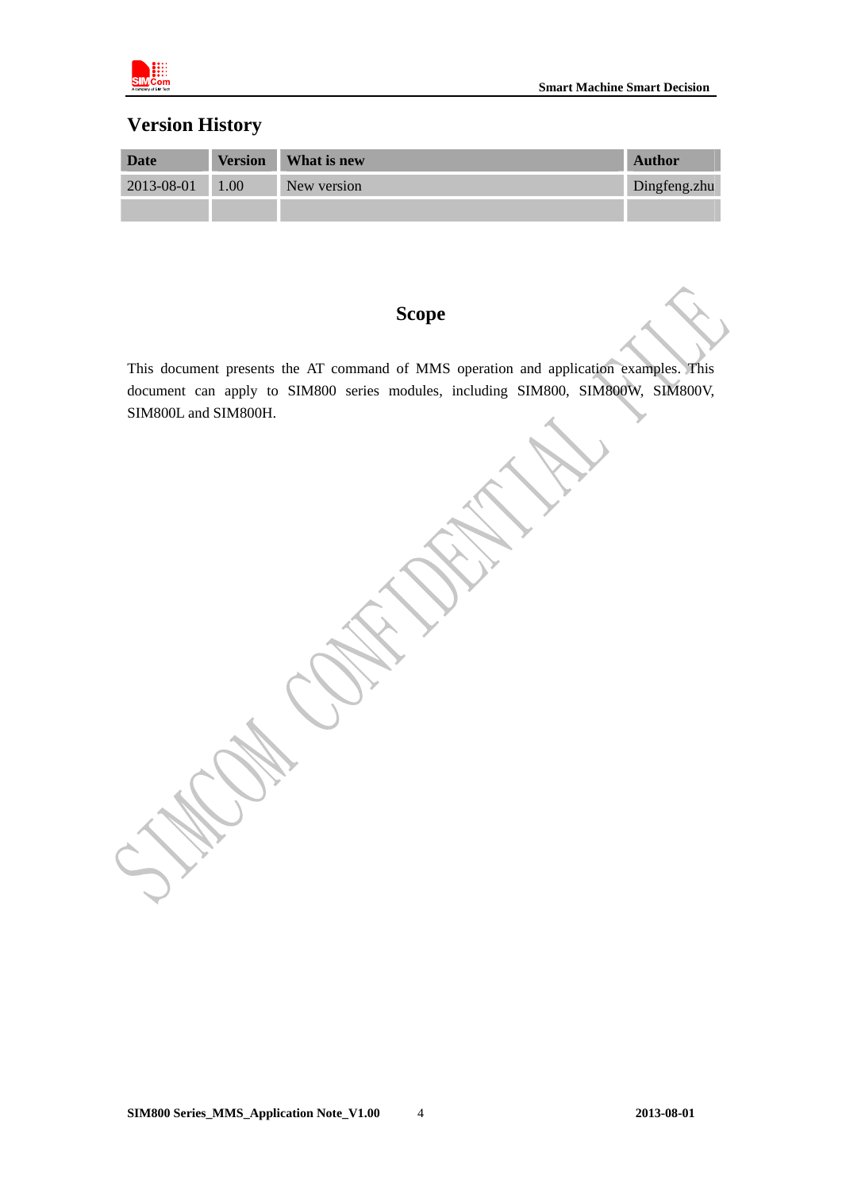## Version History

| Date | Version | What is new | Author |
|---|---|---|---|
| 2013-08-01 | 1.00 | New version | Dingfeng.zhu |
| | | | |

## Scope

This document presents the AT command of MMS operation and application examples. This document can apply to SIM800 series modules, including SIM800, SIM800W, SIM800V, SIM800L and SIM800H.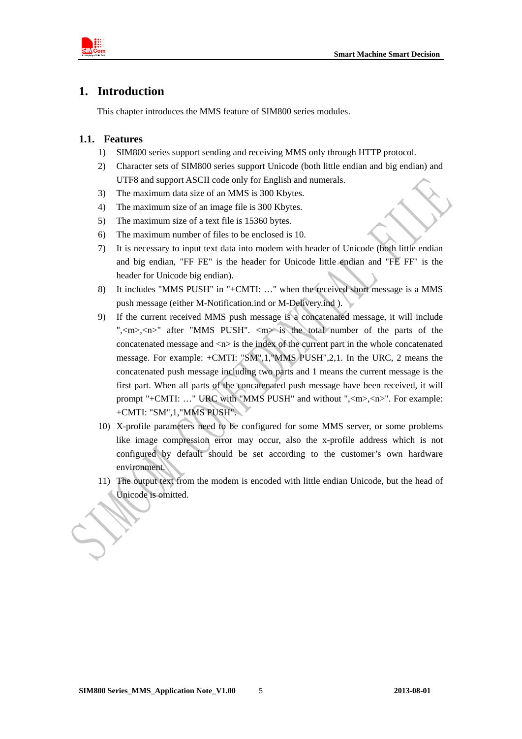# 1. Introduction

This chapter introduces the MMS feature of SIM800 series modules.

## 1.1. Features

1) SIM800 series support sending and receiving MMS only through HTTP protocol.
2) Character sets of SIM800 series support Unicode (both little endian and big endian) and UTF8 and support ASCII code only for English and numerals.
3) The maximum data size of an MMS is 300 Kbytes.
4) The maximum size of an image file is 300 Kbytes.
5) The maximum size of a text file is 15360 bytes.
6) The maximum number of files to be enclosed is 10.
7) It is necessary to input text data into modem with header of Unicode (both little endian and big endian, "FF FE" is the header for Unicode little endian and "FE FF" is the header for Unicode big endian).
8) It includes "MMS PUSH" in "+CMTI: …" when the received short message is a MMS push message (either M-Notification.ind or M-Delivery.ind ).
9) If the current received MMS push message is a concatenated message, it will include ",<m>,<n>" after "MMS PUSH". <m> is the total number of the parts of the concatenated message and <n> is the index of the current part in the whole concatenated message. For example: +CMTI: "SM",1,"MMS PUSH",2,1. In the URC, 2 means the concatenated push message including two parts and 1 means the current message is the first part. When all parts of the concatenated push message have been received, it will prompt "+CMTI: …" URC with "MMS PUSH" and without ",<m>,<n>". For example: +CMTI: "SM",1,"MMS PUSH".
10) X-profile parameters need to be configured for some MMS server, or some problems like image compression error may occur, also the x-profile address which is not configured by default should be set according to the customer's own hardware environment.
11) The output text from the modem is encoded with little endian Unicode, but the head of Unicode is omitted.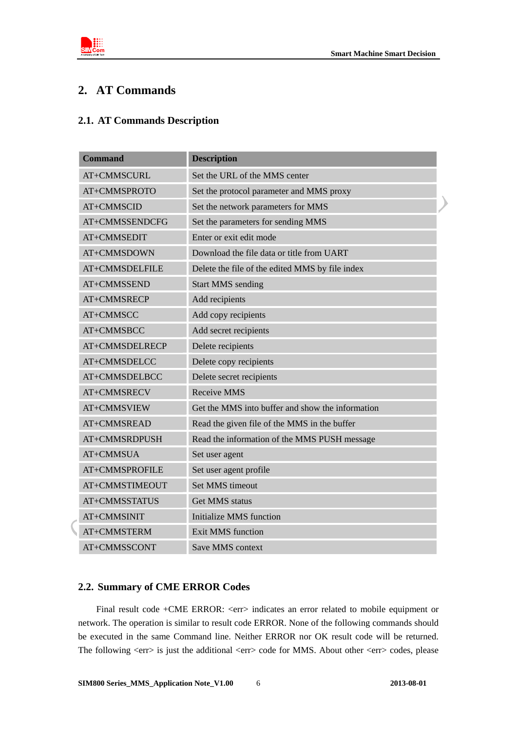# 2. AT Commands

## 2.1. AT Commands Description

| Command | Description |
|---|---|
| AT+CMMSCURL | Set the URL of the MMS center |
| AT+CMMSPROTO | Set the protocol parameter and MMS proxy |
| AT+CMMSCID | Set the network parameters for MMS |
| AT+CMMSSENDCFG | Set the parameters for sending MMS |
| AT+CMMSEDIT | Enter or exit edit mode |
| AT+CMMSDOWN | Download the file data or title from UART |
| AT+CMMSDELFILE | Delete the file of the edited MMS by file index |
| AT+CMMSSEND | Start MMS sending |
| AT+CMMSRECP | Add recipients |
| AT+CMMSCC | Add copy recipients |
| AT+CMMSBCC | Add secret recipients |
| AT+CMMSDELRECP | Delete recipients |
| AT+CMMSDELCC | Delete copy recipients |
| AT+CMMSDELBCC | Delete secret recipients |
| AT+CMMSRECV | Receive MMS |
| AT+CMMSVIEW | Get the MMS into buffer and show the information |
| AT+CMMSREAD | Read the given file of the MMS in the buffer |
| AT+CMMSRDPUSH | Read the information of the MMS PUSH message |
| AT+CMMSUA | Set user agent |
| AT+CMMSPROFILE | Set user agent profile |
| AT+CMMSTIMEOUT | Set MMS timeout |
| AT+CMMSSTATUS | Get MMS status |
| AT+CMMSINIT | Initialize MMS function |
| AT+CMMSTERM | Exit MMS function |
| AT+CMMSSCONT | Save MMS context |

## 2.2. Summary of CME ERROR Codes

Final result code +CME ERROR: <err> indicates an error related to mobile equipment or network. The operation is similar to result code ERROR. None of the following commands should be executed in the same Command line. Neither ERROR nor OK result code will be returned. The following <err> is just the additional <err> code for MMS. About other <err> codes, please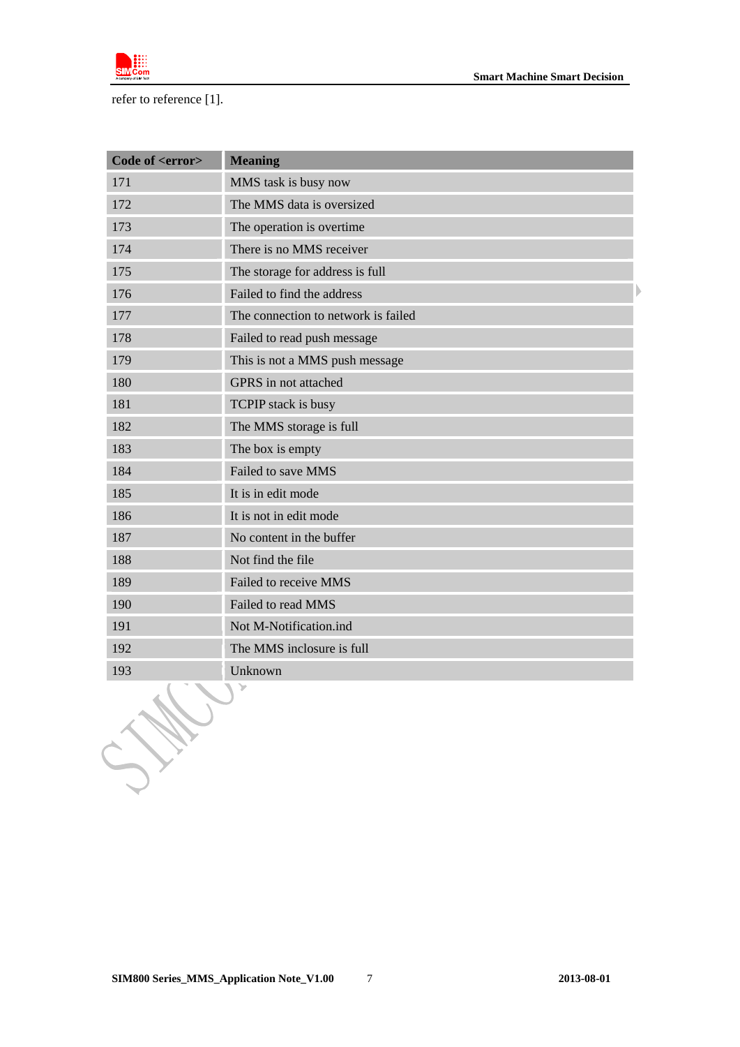refer to reference [1].

| Code of <error> | Meaning |
| --- | --- |
| 171 | MMS task is busy now |
| 172 | The MMS data is oversized |
| 173 | The operation is overtime |
| 174 | There is no MMS receiver |
| 175 | The storage for address is full |
| 176 | Failed to find the address |
| 177 | The connection to network is failed |
| 178 | Failed to read push message |
| 179 | This is not a MMS push message |
| 180 | GPRS in not attached |
| 181 | TCPIP stack is busy |
| 182 | The MMS storage is full |
| 183 | The box is empty |
| 184 | Failed to save MMS |
| 185 | It is in edit mode |
| 186 | It is not in edit mode |
| 187 | No content in the buffer |
| 188 | Not find the file |
| 189 | Failed to receive MMS |
| 190 | Failed to read MMS |
| 191 | Not M-Notification.ind |
| 192 | The MMS inclosure is full |
| 193 | Unknown |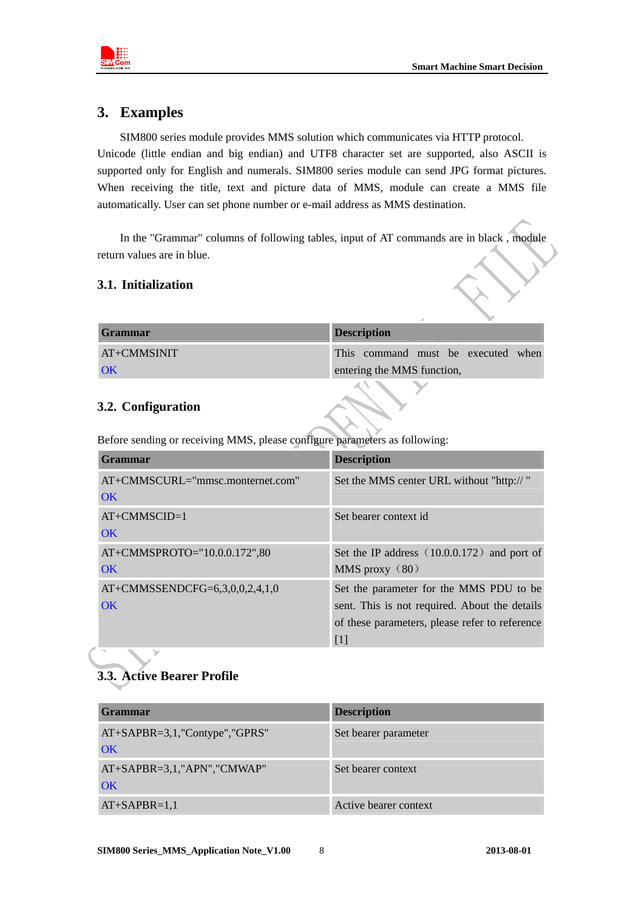# 3. Examples

SIM800 series module provides MMS solution which communicates via HTTP protocol. Unicode (little endian and big endian) and UTF8 character set are supported, also ASCII is supported only for English and numerals. SIM800 series module can send JPG format pictures. When receiving the title, text and picture data of MMS, module can create a MMS file automatically. User can set phone number or e-mail address as MMS destination.

In the "Grammar" columns of following tables, input of AT commands are in black , module return values are in blue.

## 3.1. Initialization

| Grammar | Description |
|---|---|
| AT+CMMSINIT<br>OK | This command must be executed when entering the MMS function, |

## 3.2. Configuration

Before sending or receiving MMS, please configure parameters as following:

| Grammar | Description |
|---|---|
| AT+CMMSCURL="mmsc.monternet.com"<br>OK | Set the MMS center URL without "http:// " |
| AT+CMMSCID=1<br>OK | Set bearer context id |
| AT+CMMSPROTO="10.0.0.172",80<br>OK | Set the IP address（10.0.0.172）and port of MMS proxy（80） |
| AT+CMMSSENDCFG=6,3,0,0,2,4,1,0<br>OK | Set the parameter for the MMS PDU to be sent. This is not required. About the details of these parameters, please refer to reference [1] |

## 3.3. Active Bearer Profile

| Grammar | Description |
|---|---|
| AT+SAPBR=3,1,"Contype","GPRS"<br>OK | Set bearer parameter |
| AT+SAPBR=3,1,"APN","CMWAP"<br>OK | Set bearer context |
| AT+SAPBR=1,1 | Active bearer context |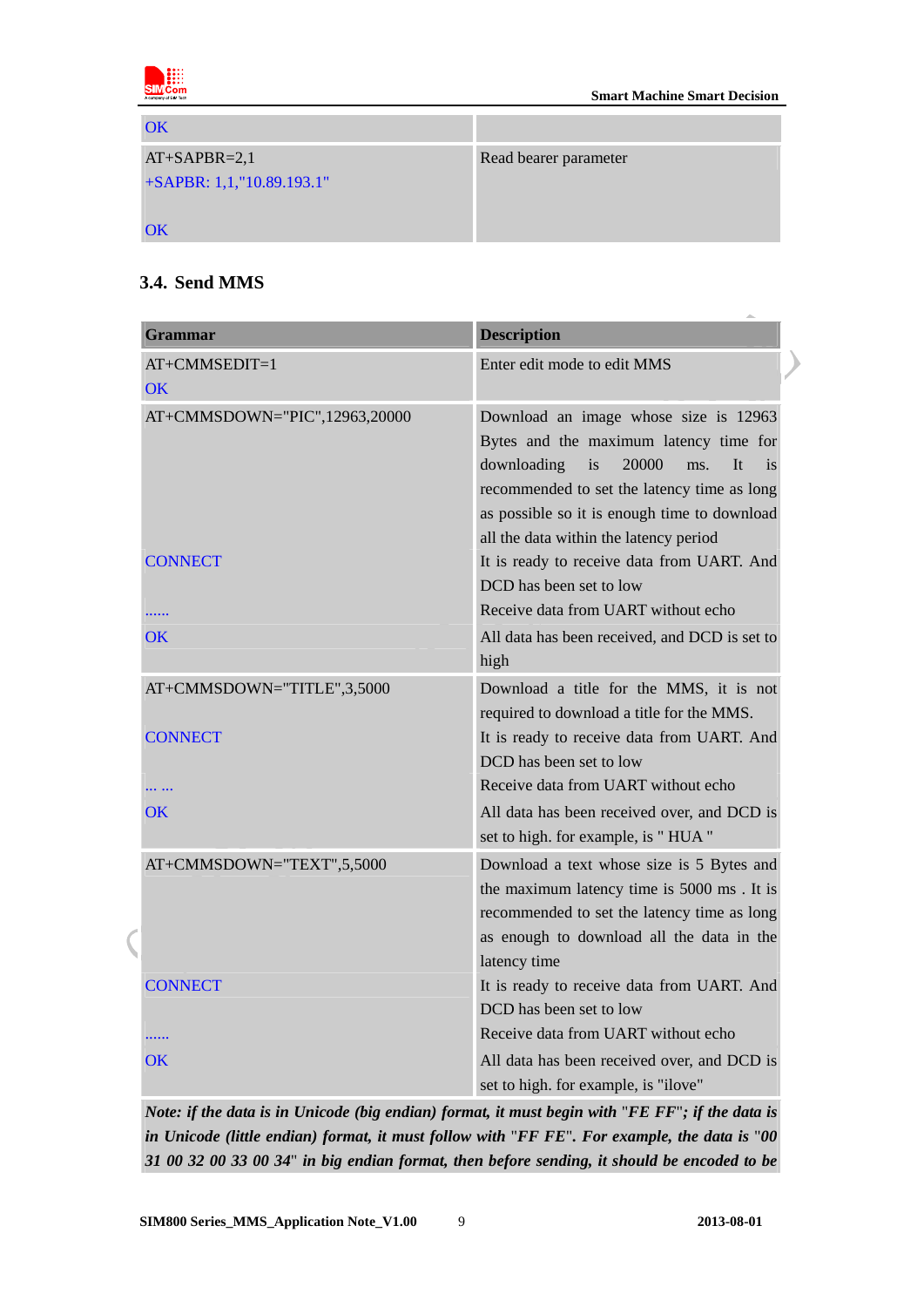| | |
|---|---|
| OK | |
| AT+SAPBR=2,1<br>+SAPBR: 1,1,"10.89.193.1"<br><br>OK | Read bearer parameter |

### 3.4. Send MMS

| Grammar | Description |
|---|---|
| AT+CMMSEDIT=1<br>OK | Enter edit mode to edit MMS |
| AT+CMMSDOWN="PIC",12963,20000 | Download an image whose size is 12963 Bytes and the maximum latency time for downloading is 20000 ms. It is recommended to set the latency time as long as possible so it is enough time to download all the data within the latency period |
| CONNECT | It is ready to receive data from UART. And DCD has been set to low |
| ...... | Receive data from UART without echo |
| OK | All data has been received, and DCD is set to high |
| AT+CMMSDOWN="TITLE",3,5000 | Download a title for the MMS, it is not required to download a title for the MMS. |
| CONNECT | It is ready to receive data from UART. And DCD has been set to low |
| ... ... | Receive data from UART without echo |
| OK | All data has been received over, and DCD is set to high. for example, is " HUA " |
| AT+CMMSDOWN="TEXT",5,5000 | Download a text whose size is 5 Bytes and the maximum latency time is 5000 ms . It is recommended to set the latency time as long as enough to download all the data in the latency time |
| CONNECT | It is ready to receive data from UART. And DCD has been set to low |
| ...... | Receive data from UART without echo |
| OK | All data has been received over, and DCD is set to high. for example, is "ilove" |

***Note: if the data is in Unicode (big endian) format, it must begin with "FE FF"; if the data is in Unicode (little endian) format, it must follow with "FF FE". For example, the data is "00 31 00 32 00 33 00 34" in big endian format, then before sending, it should be encoded to be***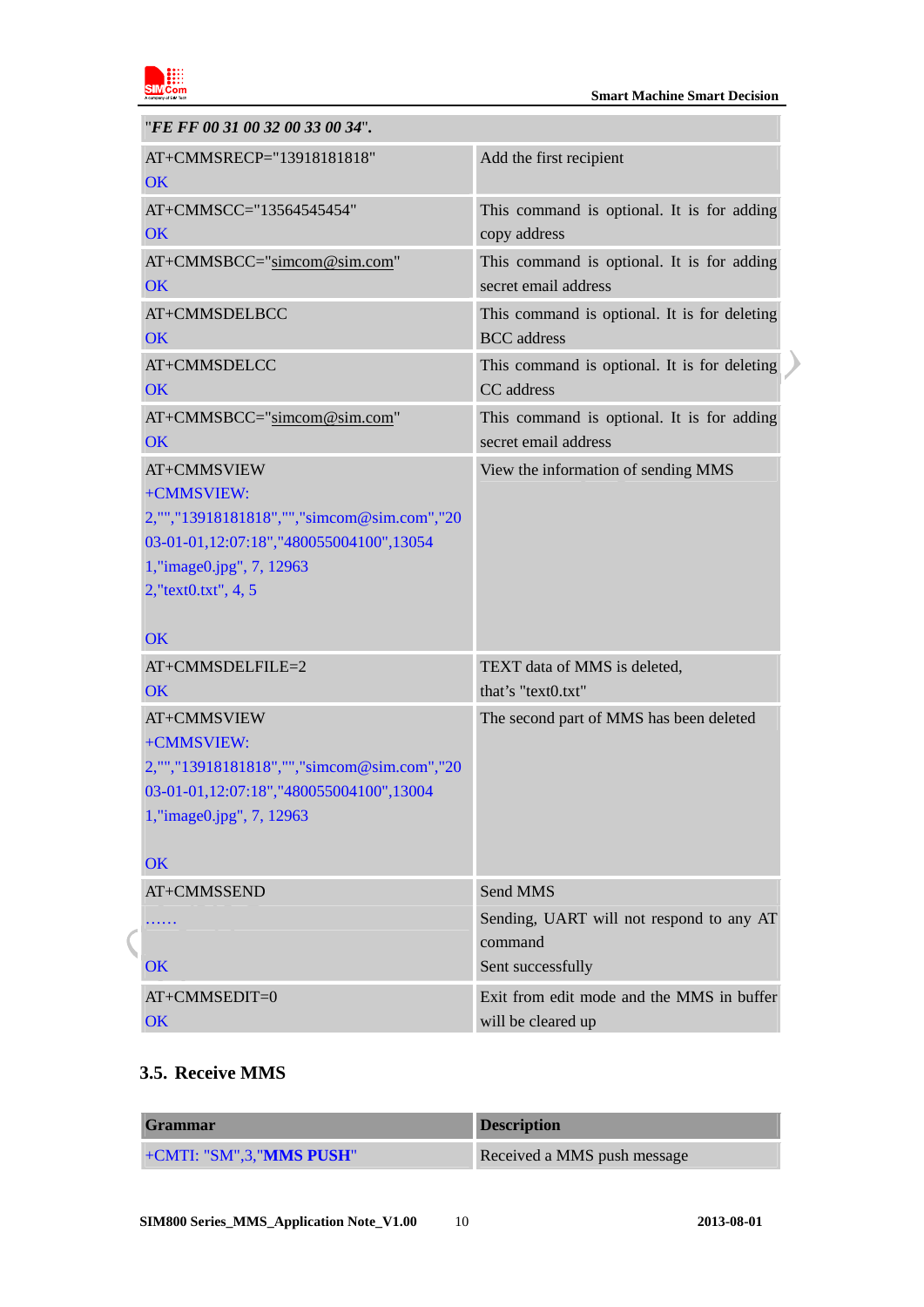| | |
|---|---|
| "*FE FF 00 31 00 32 00 33 00 34*". | |
| AT+CMMSRECP="13918181818"<br>OK | Add the first recipient |
| AT+CMMSCC="13564545454"<br>OK | This command is optional. It is for adding copy address |
| AT+CMMSBCC="simcom@sim.com"<br>OK | This command is optional. It is for adding secret email address |
| AT+CMMSDELBCC<br>OK | This command is optional. It is for deleting BCC address |
| AT+CMMSDELCC<br>OK | This command is optional. It is for deleting CC address |
| AT+CMMSBCC="simcom@sim.com"<br>OK | This command is optional. It is for adding secret email address |
| AT+CMMSVIEW<br>+CMMSVIEW:<br>2,"","13918181818","","simcom@sim.com","2003-01-01,12:07:18","480055004100",13054<br>1,"image0.jpg", 7, 12963<br>2,"text0.txt", 4, 5<br><br>OK | View the information of sending MMS |
| AT+CMMSDELFILE=2<br>OK | TEXT data of MMS is deleted, that's "text0.txt" |
| AT+CMMSVIEW<br>+CMMSVIEW:<br>2,"","13918181818","","simcom@sim.com","2003-01-01,12:07:18","480055004100",13004<br>1,"image0.jpg", 7, 12963<br><br>OK | The second part of MMS has been deleted |
| AT+CMMSSEND | Send MMS |
| …… | Sending, UART will not respond to any AT command |
| OK | Sent successfully |
| AT+CMMSEDIT=0<br>OK | Exit from edit mode and the MMS in buffer will be cleared up |

## 3.5. Receive MMS

| Grammar | Description |
|---|---|
| +CMTI: "SM",3,"**MMS PUSH**" | Received a MMS push message |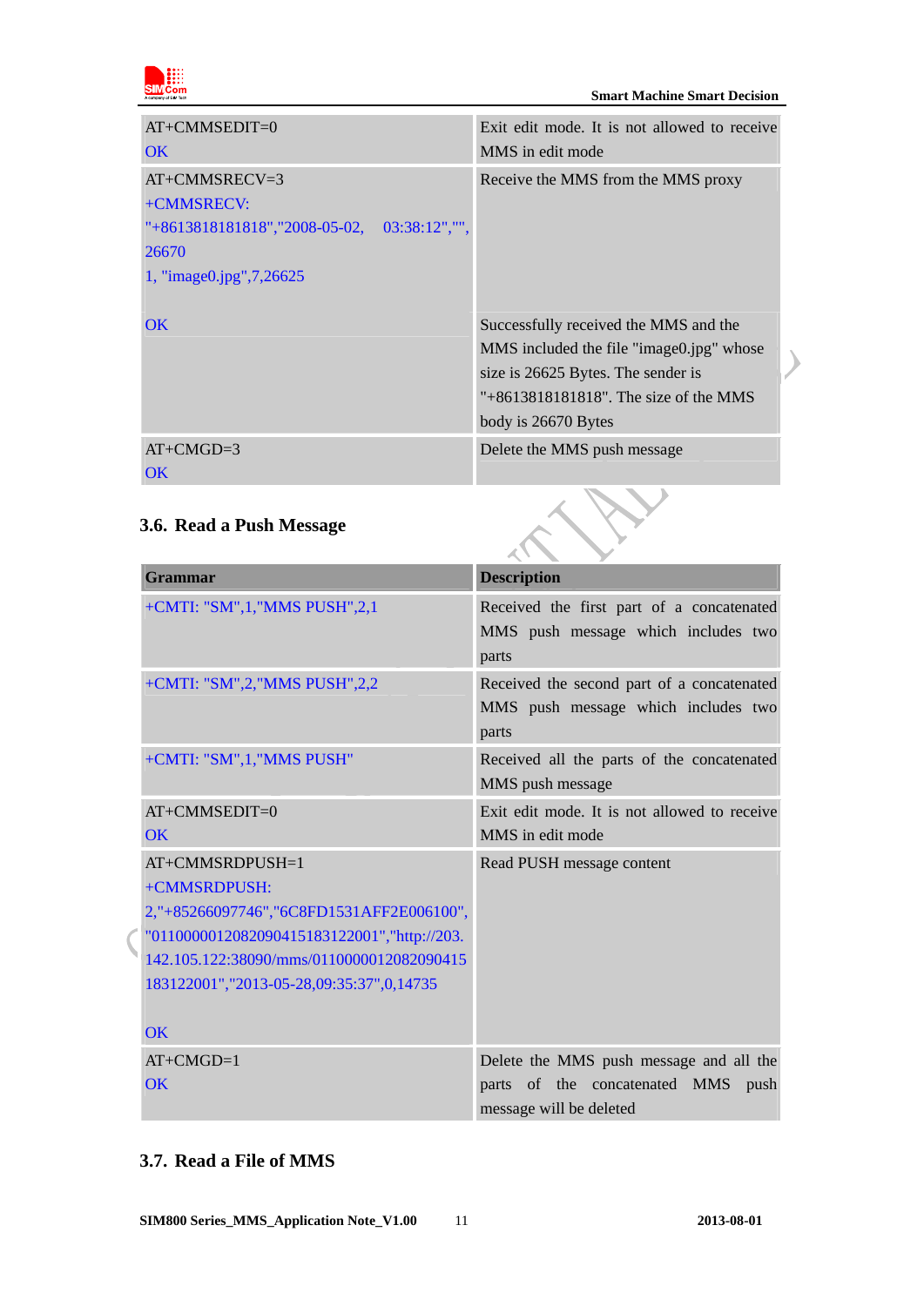| | |
|---|---|
| AT+CMMSEDIT=0<br>OK | Exit edit mode. It is not allowed to receive MMS in edit mode |
| AT+CMMSRECV=3<br>+CMMSRECV:<br>"+8613818181818","2008-05-02, 03:38:12","",<br>26670<br>1, "image0.jpg",7,26625 | Receive the MMS from the MMS proxy |
| OK | Successfully received the MMS and the MMS included the file "image0.jpg" whose size is 26625 Bytes. The sender is "+8613818181818". The size of the MMS body is 26670 Bytes |
| AT+CMGD=3<br>OK | Delete the MMS push message |

## 3.6. Read a Push Message

| Grammar | Description |
|---|---|
| +CMTI: "SM",1,"MMS PUSH",2,1 | Received the first part of a concatenated MMS push message which includes two parts |
| +CMTI: "SM",2,"MMS PUSH",2,2 | Received the second part of a concatenated MMS push message which includes two parts |
| +CMTI: "SM",1,"MMS PUSH" | Received all the parts of the concatenated MMS push message |
| AT+CMMSEDIT=0<br>OK | Exit edit mode. It is not allowed to receive MMS in edit mode |
| AT+CMMSRDPUSH=1<br>+CMMSRDPUSH:<br>2,"+85266097746","6C8FD1531AFF2E006100",<br>"0110000012082090415183122001","http://203.<br>142.105.122:38090/mms/0110000012082090415<br>183122001","2013-05-28,09:35:37",0,14735<br><br>OK | Read PUSH message content |
| AT+CMGD=1<br>OK | Delete the MMS push message and all the parts of the concatenated MMS push message will be deleted |

## 3.7. Read a File of MMS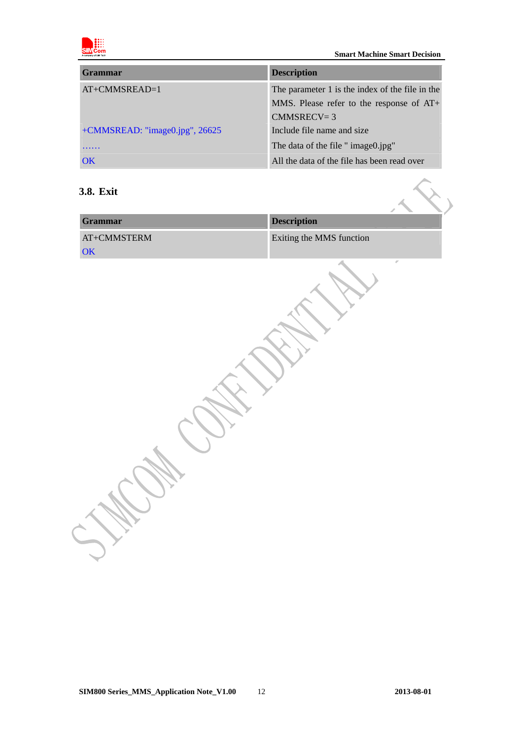| Grammar | Description |
|---|---|
| AT+CMMSREAD=1 | The parameter 1 is the index of the file in the MMS. Please refer to the response of AT+ CMMSRECV= 3 |
| +CMMSREAD: "image0.jpg", 26625 | Include file name and size |
| …… | The data of the file " image0.jpg" |
| OK | All the data of the file has been read over |

### 3.8. Exit

| Grammar | Description |
|---|---|
| AT+CMMSTERM<br>OK | Exiting the MMS function |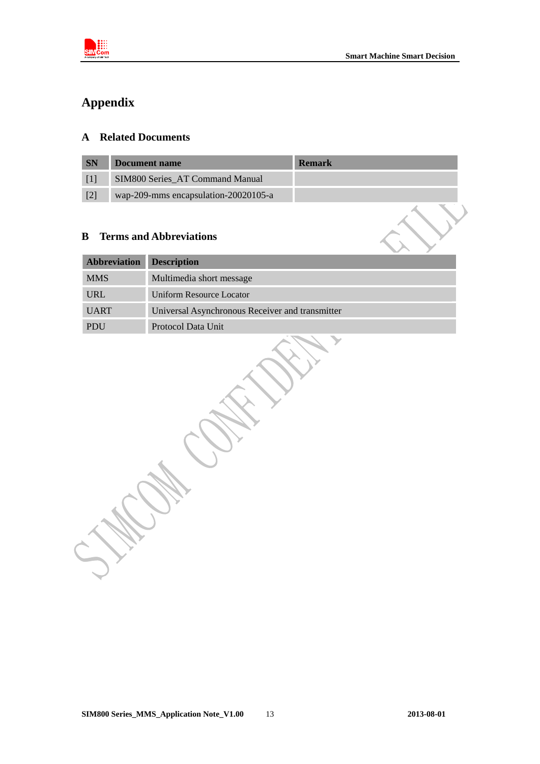# Appendix

## A Related Documents

| SN | Document name | Remark |
|---|---|---|
| [1] | SIM800 Series_AT Command Manual | |
| [2] | wap-209-mms encapsulation-20020105-a | |

## B Terms and Abbreviations

| Abbreviation | Description |
|---|---|
| MMS | Multimedia short message |
| URL | Uniform Resource Locator |
| UART | Universal Asynchronous Receiver and transmitter |
| PDU | Protocol Data Unit |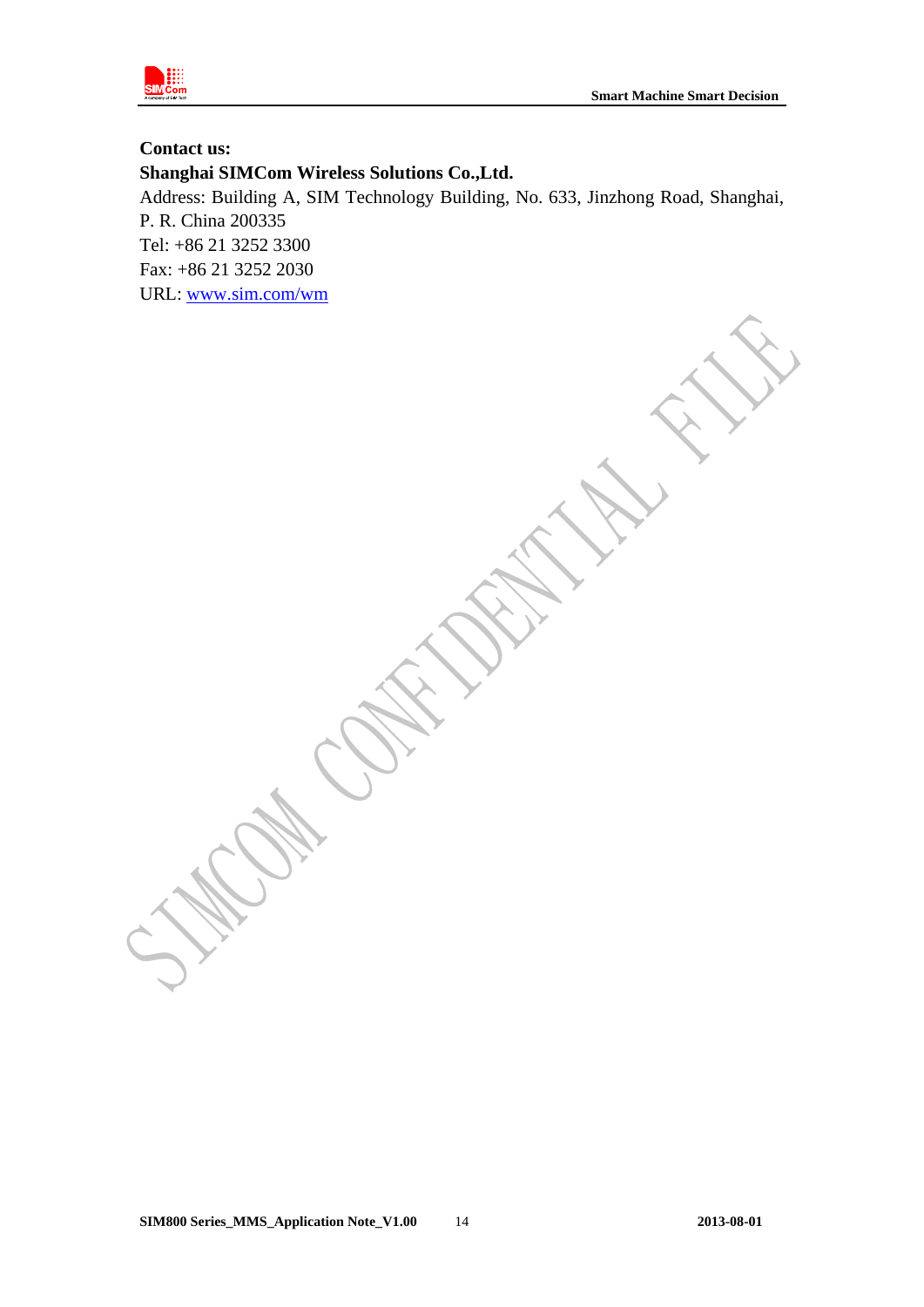**Contact us:**

**Shanghai SIMCom Wireless Solutions Co.,Ltd.**

Address: Building A, SIM Technology Building, No. 633, Jinzhong Road, Shanghai, P. R. China 200335

Tel: +86 21 3252 3300

Fax: +86 21 3252 2030

URL: www.sim.com/wm